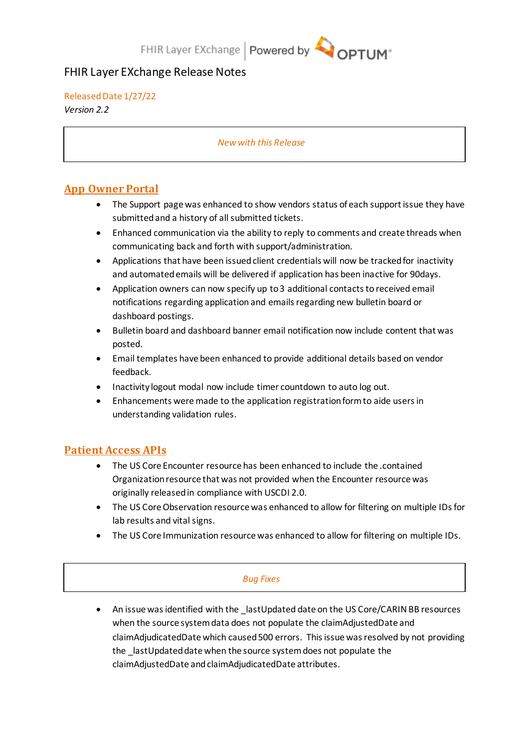FHIR Layer EXchange | Powered by OPTUM

# FHIR Layer EXchange Release Notes

Released Date 1/27/22

*Version 2.2*

*New with this Release*

## App Owner Portal

- The Support page was enhanced to show vendors status of each support issue they have submitted and a history of all submitted tickets.
- Enhanced communication via the ability to reply to comments and create threads when communicating back and forth with support/administration.
- Applications that have been issued client credentials will now be tracked for inactivity and automated emails will be delivered if application has been inactive for 90days.
- Application owners can now specify up to 3 additional contacts to received email notifications regarding application and emails regarding new bulletin board or dashboard postings.
- Bulletin board and dashboard banner email notification now include content that was posted.
- Email templates have been enhanced to provide additional details based on vendor feedback.
- Inactivity logout modal now include timer countdown to auto log out.
- Enhancements were made to the application registration form to aide users in understanding validation rules.

## Patient Access APIs

- The US Core Encounter resource has been enhanced to include the .contained Organization resource that was not provided when the Encounter resource was originally released in compliance with USCDI 2.0.
- The US Core Observation resource was enhanced to allow for filtering on multiple IDs for lab results and vital signs.
- The US Core Immunization resource was enhanced to allow for filtering on multiple IDs.

*Bug Fixes*

- An issue was identified with the _lastUpdated date on the US Core/CARIN BB resources when the source system data does not populate the claimAdjustedDate and claimAdjudicatedDate which caused 500 errors. This issue was resolved by not providing the _lastUpdated date when the source system does not populate the claimAdjustedDate and claimAdjudicatedDate attributes.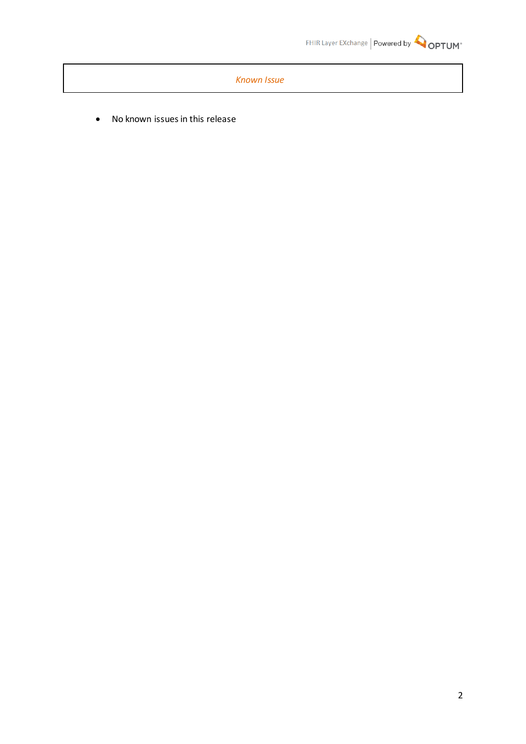## *Known Issue*

- No known issues in this release